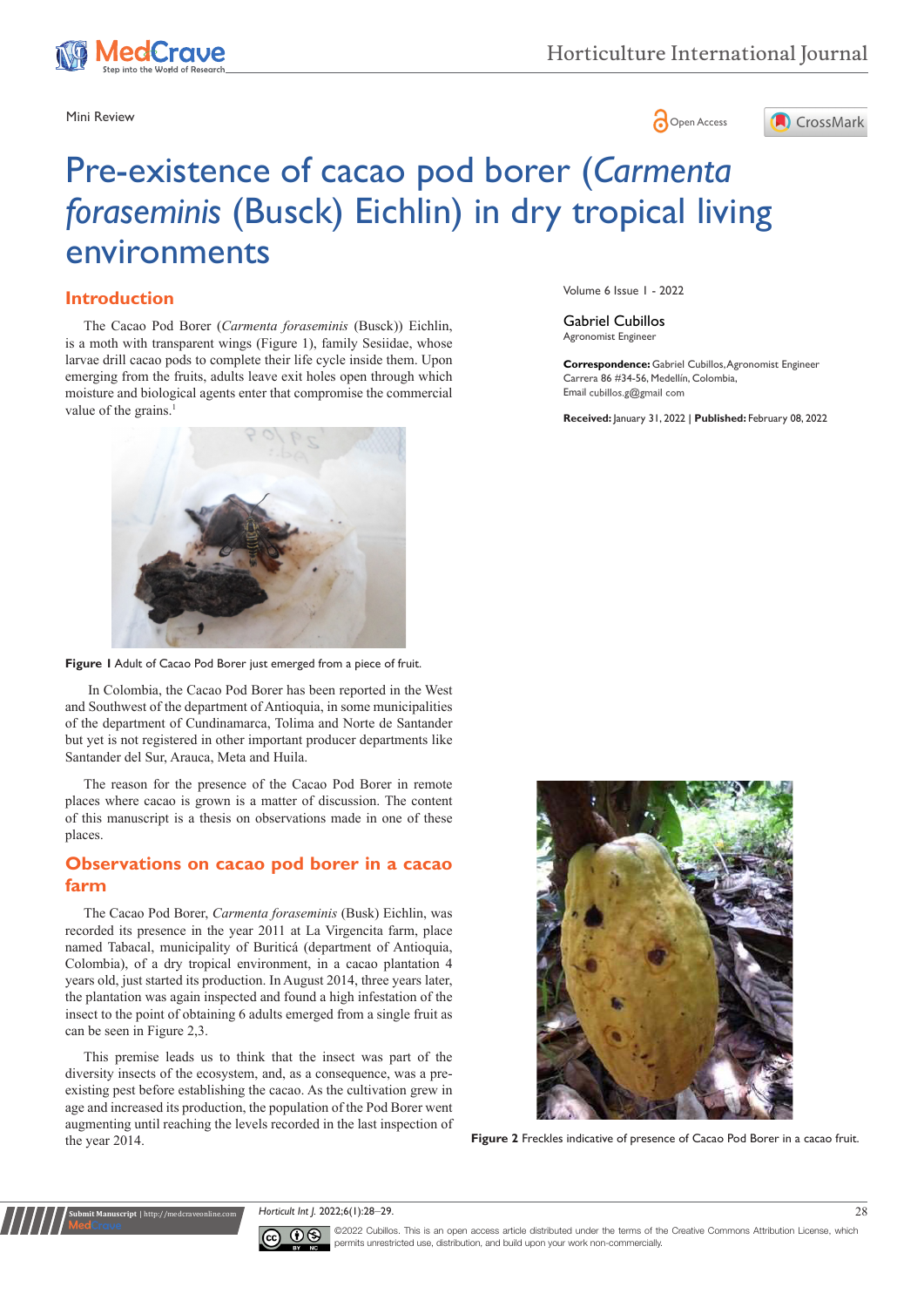Mini Review

# Pre-existence of cacao pod borer (*Carmenta foraseminis* (Busck) Eichlin) in dry tropical living environments

Volume 6 Issue 1 - 2022

Gabriel Cubillos
Agronomist Engineer

**Correspondence:** Gabriel Cubillos, Agronomist Engineer Carrera 86 #34-56, Medellín, Colombia, Email cubillos.g@gmail com

**Received:** January 31, 2022 | **Published:** February 08, 2022

## Introduction

The Cacao Pod Borer (*Carmenta foraseminis* (Busck)) Eichlin, is a moth with transparent wings (Figure 1), family Sesiidae, whose larvae drill cacao pods to complete their life cycle inside them. Upon emerging from the fruits, adults leave exit holes open through which moisture and biological agents enter that compromise the commercial value of the grains.[1]

**Figure 1** Adult of Cacao Pod Borer just emerged from a piece of fruit.

In Colombia, the Cacao Pod Borer has been reported in the West and Southwest of the department of Antioquia, in some municipalities of the department of Cundinamarca, Tolima and Norte de Santander but yet is not registered in other important producer departments like Santander del Sur, Arauca, Meta and Huila.

The reason for the presence of the Cacao Pod Borer in remote places where cacao is grown is a matter of discussion. The content of this manuscript is a thesis on observations made in one of these places.

## Observations on cacao pod borer in a cacao farm

The Cacao Pod Borer, *Carmenta foraseminis* (Busk) Eichlin, was recorded its presence in the year 2011 at La Virgencita farm, place named Tabacal, municipality of Buriticá (department of Antioquia, Colombia), of a dry tropical environment, in a cacao plantation 4 years old, just started its production. In August 2014, three years later, the plantation was again inspected and found a high infestation of the insect to the point of obtaining 6 adults emerged from a single fruit as can be seen in Figure 2,3.

This premise leads us to think that the insect was part of the diversity insects of the ecosystem, and, as a consequence, was a pre-existing pest before establishing the cacao. As the cultivation grew in age and increased its production, the population of the Pod Borer went augmenting until reaching the levels recorded in the last inspection of the year 2014.

**Figure 2** Freckles indicative of presence of Cacao Pod Borer in a cacao fruit.

©2022 Cubillos. This is an open access article distributed under the terms of the Creative Commons Attribution License, which permits unrestricted use, distribution, and build upon your work non-commercially.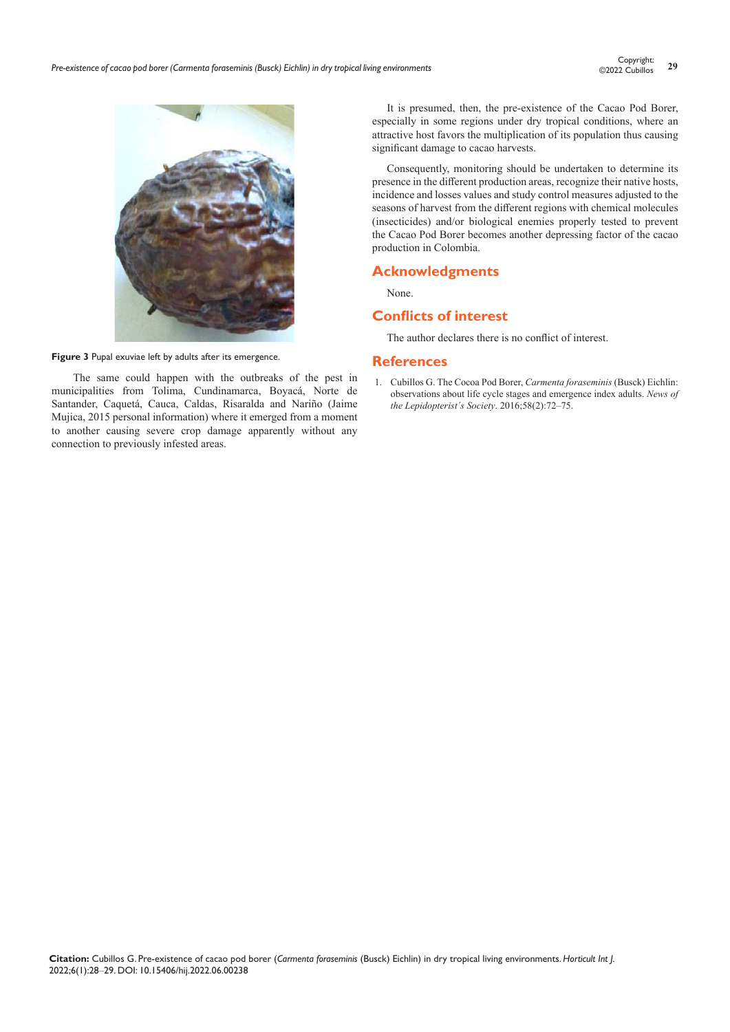Figure 3 Pupal exuviae left by adults after its emergence.

The same could happen with the outbreaks of the pest in municipalities from Tolima, Cundinamarca, Boyacá, Norte de Santander, Caquetá, Cauca, Caldas, Risaralda and Nariño (Jaime Mujica, 2015 personal information) where it emerged from a moment to another causing severe crop damage apparently without any connection to previously infested areas.

It is presumed, then, the pre-existence of the Cacao Pod Borer, especially in some regions under dry tropical conditions, where an attractive host favors the multiplication of its population thus causing significant damage to cacao harvests.

Consequently, monitoring should be undertaken to determine its presence in the different production areas, recognize their native hosts, incidence and losses values and study control measures adjusted to the seasons of harvest from the different regions with chemical molecules (insecticides) and/or biological enemies properly tested to prevent the Cacao Pod Borer becomes another depressing factor of the cacao production in Colombia.

## Acknowledgments

None.

## Conflicts of interest

The author declares there is no conflict of interest.

## References

1. Cubillos G. The Cocoa Pod Borer, *Carmenta foraseminis* (Busck) Eichlin: observations about life cycle stages and emergence index adults. *News of the Lepidopterist's Society*. 2016;58(2):72–75.